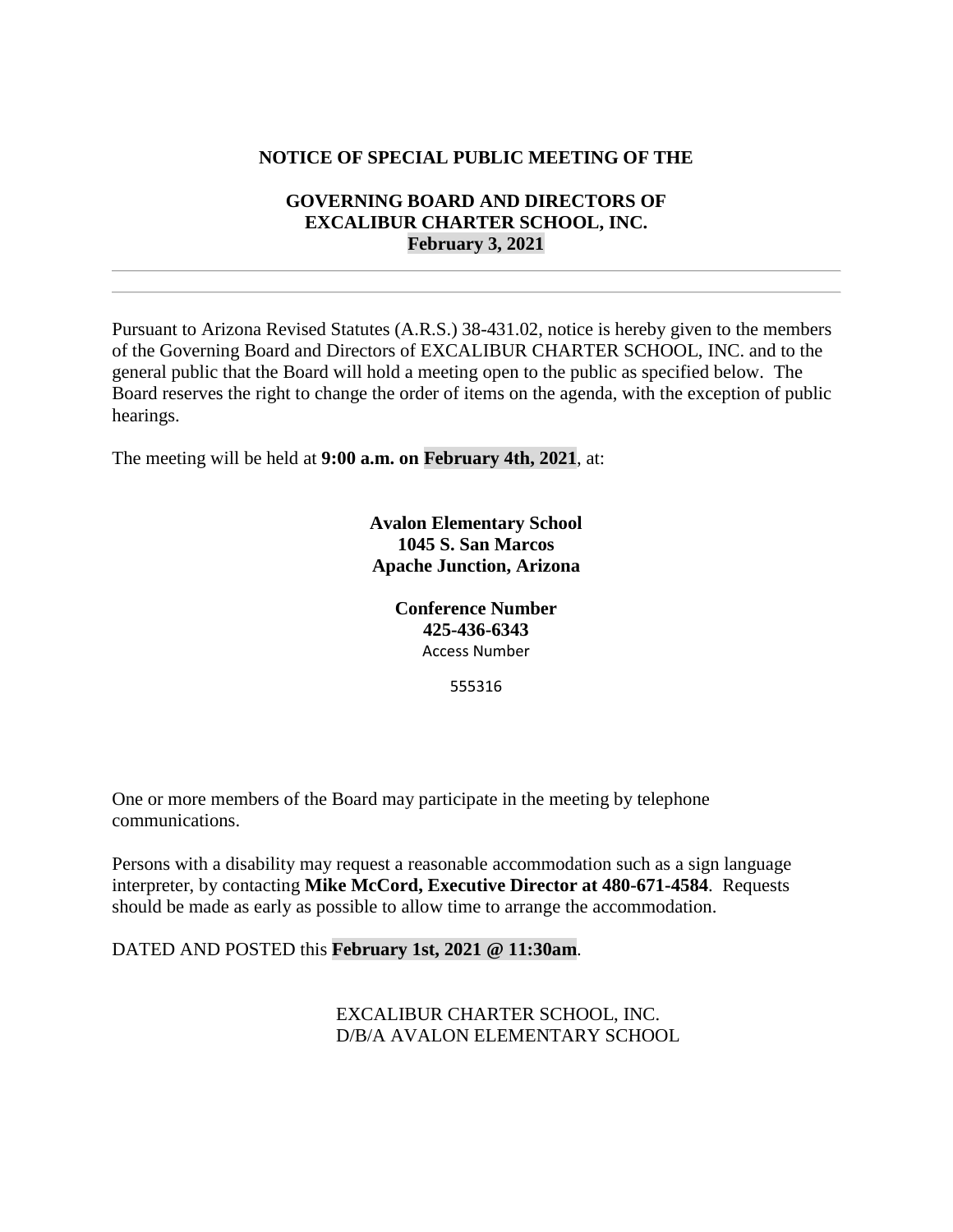**NOTICE OF SPECIAL PUBLIC MEETING OF THE**

**GOVERNING BOARD AND DIRECTORS OF**
**EXCALIBUR CHARTER SCHOOL, INC.**
**February 3, 2021**

---

---

Pursuant to Arizona Revised Statutes (A.R.S.) 38-431.02, notice is hereby given to the members of the Governing Board and Directors of EXCALIBUR CHARTER SCHOOL, INC. and to the general public that the Board will hold a meeting open to the public as specified below. The Board reserves the right to change the order of items on the agenda, with the exception of public hearings.

The meeting will be held at **9:00 a.m. on February 4th, 2021**, at:

**Avalon Elementary School**
**1045 S. San Marcos**
**Apache Junction, Arizona**

**Conference Number**
**425-436-6343**
Access Number

555316

One or more members of the Board may participate in the meeting by telephone communications.

Persons with a disability may request a reasonable accommodation such as a sign language interpreter, by contacting **Mike McCord, Executive Director at 480-671-4584**. Requests should be made as early as possible to allow time to arrange the accommodation.

DATED AND POSTED this **February 1st, 2021 @ 11:30am**.

EXCALIBUR CHARTER SCHOOL, INC.
D/B/A AVALON ELEMENTARY SCHOOL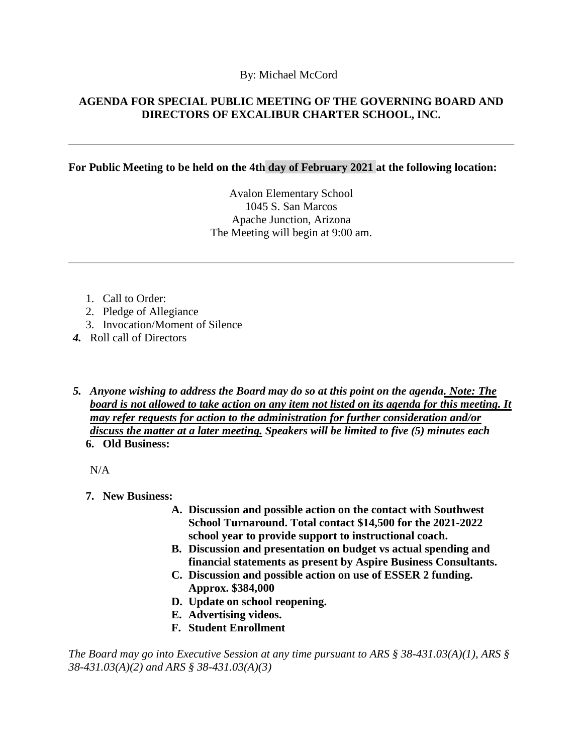By: Michael McCord

**AGENDA FOR SPECIAL PUBLIC MEETING OF THE GOVERNING BOARD AND DIRECTORS OF EXCALIBUR CHARTER SCHOOL, INC.**

---

**For Public Meeting to be held on the 4th day of February 2021 at the following location:**

Avalon Elementary School
1045 S. San Marcos
Apache Junction, Arizona
The Meeting will begin at 9:00 am.

---

1. Call to Order:
2. Pledge of Allegiance
3. Invocation/Moment of Silence
4. Roll call of Directors

5. ***Anyone wishing to address the Board may do so at this point on the agenda. <u>Note: The board is not allowed to take action on any item not listed on its agenda for this meeting. It may refer requests for action to the administration for further consideration and/or discuss the matter at a later meeting.</u> Speakers will be limited to five (5) minutes each***
6. **Old Business:**

   N/A

7. **New Business:**
   - **A. Discussion and possible action on the contact with Southwest School Turnaround. Total contact $14,500 for the 2021-2022 school year to provide support to instructional coach.**
   - **B. Discussion and presentation on budget vs actual spending and financial statements as present by Aspire Business Consultants.**
   - **C. Discussion and possible action on use of ESSER 2 funding. Approx. $384,000**
   - **D. Update on school reopening.**
   - **E. Advertising videos.**
   - **F. Student Enrollment**

*The Board may go into Executive Session at any time pursuant to ARS § 38-431.03(A)(1), ARS § 38-431.03(A)(2) and ARS § 38-431.03(A)(3)*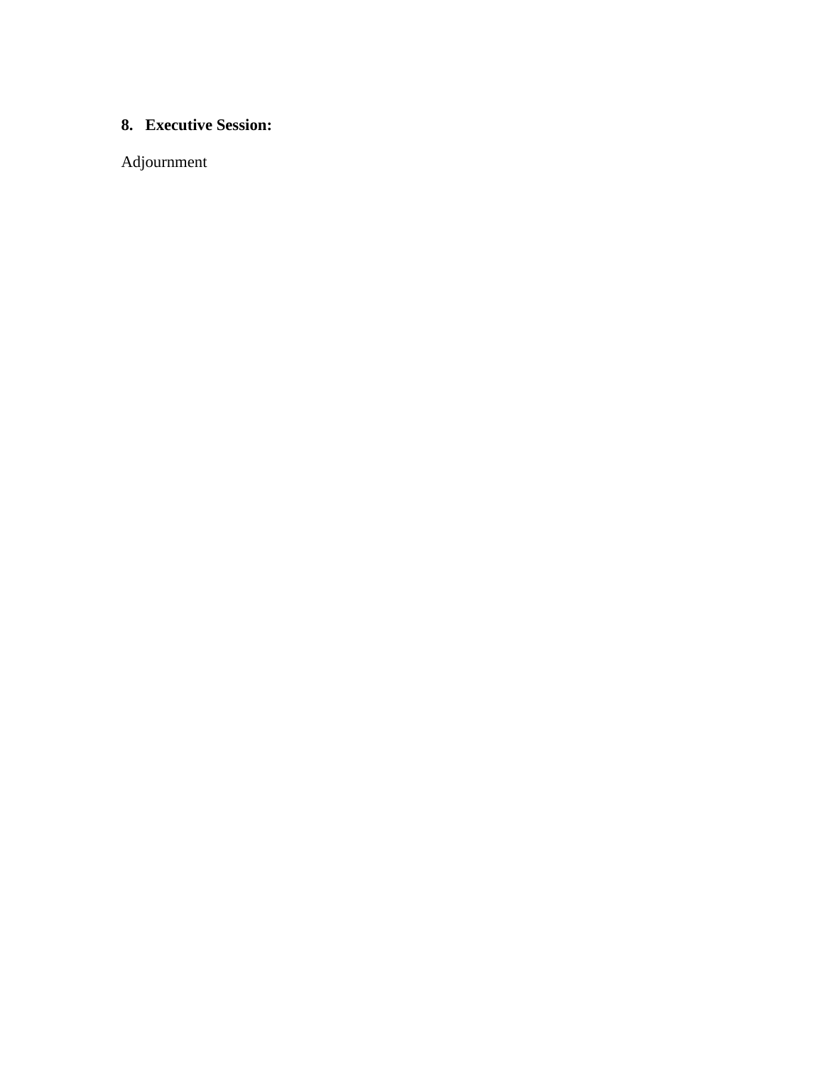**8. Executive Session:**

Adjournment